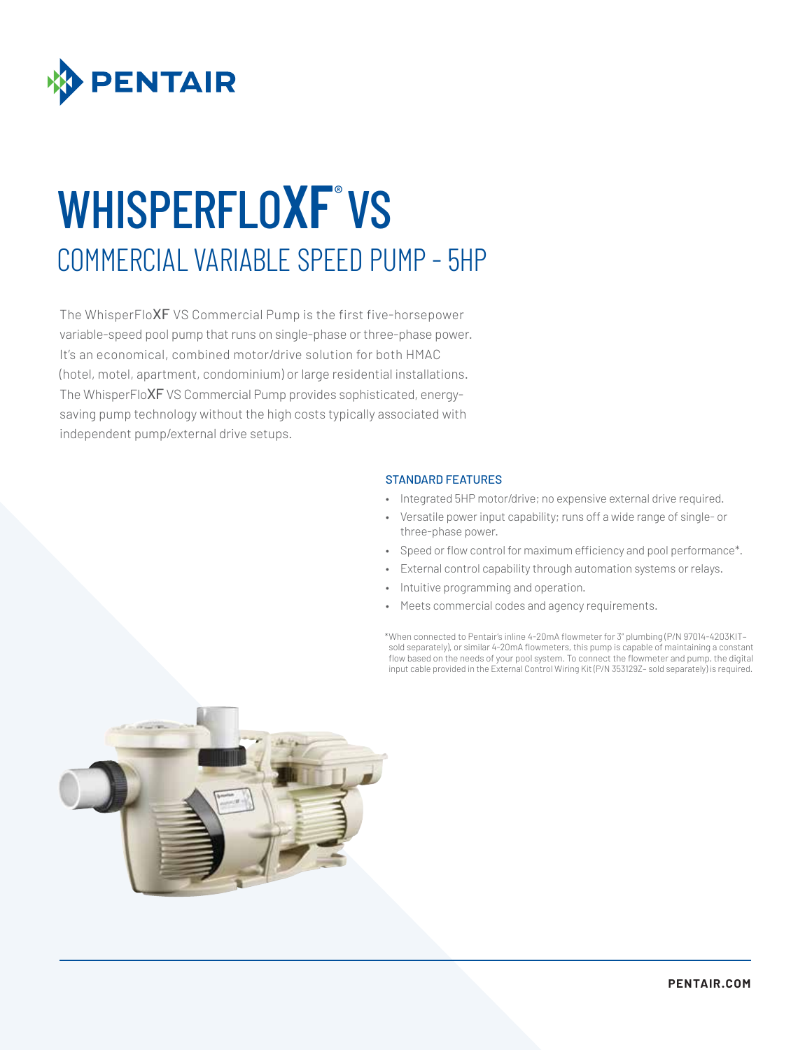# WHISPERFLOXF® VS

## COMMERCIAL VARIABLE SPEED PUMP - 5HP

The WhisperFloXF VS Commercial Pump is the first five-horsepower variable-speed pool pump that runs on single-phase or three-phase power. It's an economical, combined motor/drive solution for both HMAC (hotel, motel, apartment, condominium) or large residential installations. The WhisperFloXF VS Commercial Pump provides sophisticated, energy-saving pump technology without the high costs typically associated with independent pump/external drive setups.

### STANDARD FEATURES

- Integrated 5HP motor/drive; no expensive external drive required.
- Versatile power input capability; runs off a wide range of single- or three-phase power.
- Speed or flow control for maximum efficiency and pool performance*.
- External control capability through automation systems or relays.
- Intuitive programming and operation.
- Meets commercial codes and agency requirements.

*When connected to Pentair's inline 4-20mA flowmeter for 3" plumbing (P/N 97014-4203KIT– sold separately), or similar 4-20mA flowmeters, this pump is capable of maintaining a constant flow based on the needs of your pool system. To connect the flowmeter and pump, the digital input cable provided in the External Control Wiring Kit (P/N 353129Z– sold separately) is required.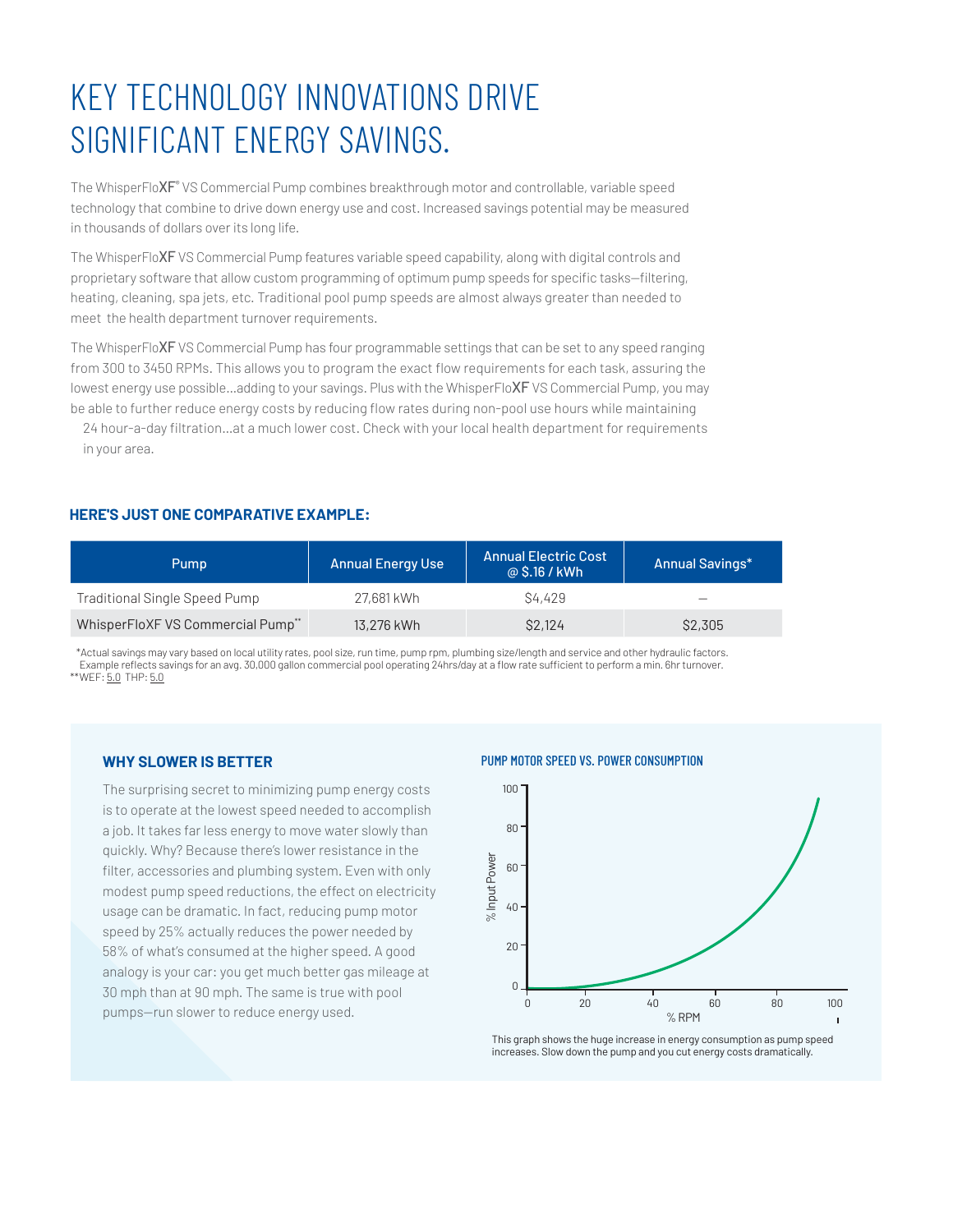# KEY TECHNOLOGY INNOVATIONS DRIVE SIGNIFICANT ENERGY SAVINGS.

The WhisperFloXF® VS Commercial Pump combines breakthrough motor and controllable, variable speed technology that combine to drive down energy use and cost. Increased savings potential may be measured in thousands of dollars over its long life.

The WhisperFloXF VS Commercial Pump features variable speed capability, along with digital controls and proprietary software that allow custom programming of optimum pump speeds for specific tasks—filtering, heating, cleaning, spa jets, etc. Traditional pool pump speeds are almost always greater than needed to meet the health department turnover requirements.

The WhisperFloXF VS Commercial Pump has four programmable settings that can be set to any speed ranging from 300 to 3450 RPMs. This allows you to program the exact flow requirements for each task, assuring the lowest energy use possible...adding to your savings. Plus with the WhisperFloXF VS Commercial Pump, you may be able to further reduce energy costs by reducing flow rates during non-pool use hours while maintaining 24 hour-a-day filtration...at a much lower cost. Check with your local health department for requirements in your area.

### HERE'S JUST ONE COMPARATIVE EXAMPLE:

| Pump | Annual Energy Use | Annual Electric Cost @ $.16 / kWh | Annual Savings* |
| --- | --- | --- | --- |
| Traditional Single Speed Pump | 27,681 kWh | $4,429 | — |
| WhisperFloXF VS Commercial Pump** | 13,276 kWh | $2,124 | $2,305 |

*Actual savings may vary based on local utility rates, pool size, run time, pump rpm, plumbing size/length and service and other hydraulic factors. Example reflects savings for an avg. 30,000 gallon commercial pool operating 24hrs/day at a flow rate sufficient to perform a min. 6hr turnover.
**WEF: 5.0 THP: 5.0

### WHY SLOWER IS BETTER

The surprising secret to minimizing pump energy costs is to operate at the lowest speed needed to accomplish a job. It takes far less energy to move water slowly than quickly. Why? Because there's lower resistance in the filter, accessories and plumbing system. Even with only modest pump speed reductions, the effect on electricity usage can be dramatic. In fact, reducing pump motor speed by 25% actually reduces the power needed by 58% of what's consumed at the higher speed. A good analogy is your car: you get much better gas mileage at 30 mph than at 90 mph. The same is true with pool pumps—run slower to reduce energy used.

#### PUMP MOTOR SPEED VS. POWER CONSUMPTION

This graph shows the huge increase in energy consumption as pump speed increases. Slow down the pump and you cut energy costs dramatically.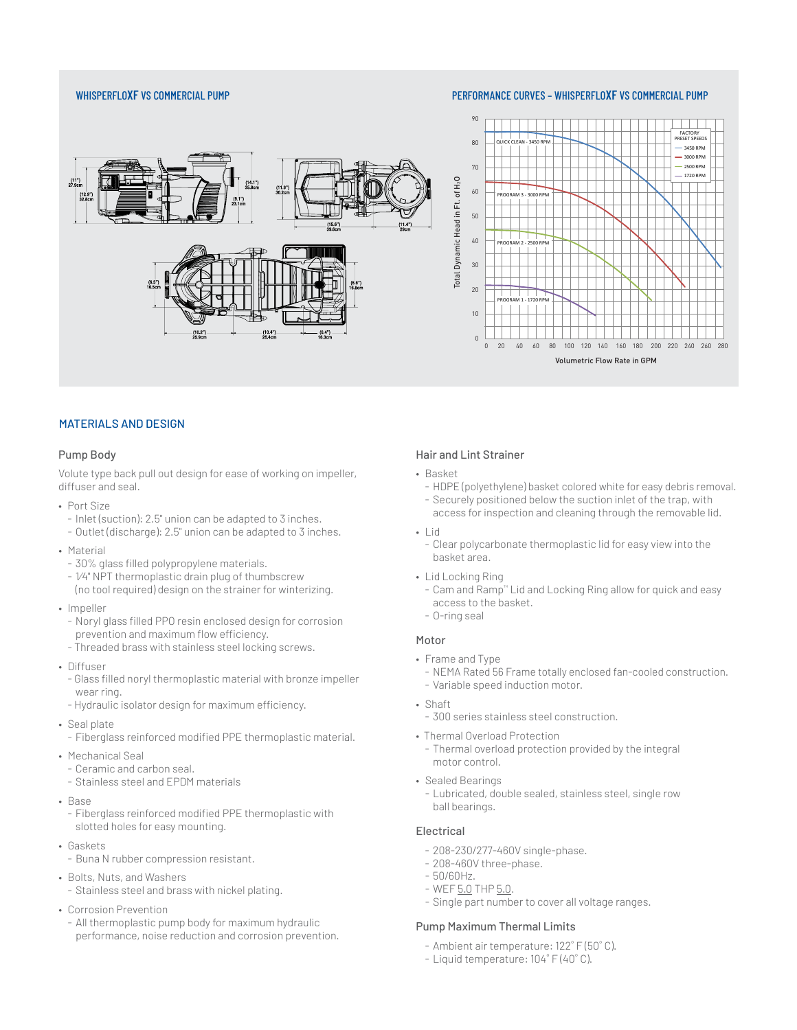## WHISPERFLOXF VS COMMERCIAL PUMP

(11") 27.9cm · (12.9") 32.8cm · (14.1") 35.8cm · (9.1") 23.1cm · (11.9") 30.2cm · (15.6") 39.6cm · (11.4") 29cm · (6.5") 16.5cm · (6.6") 16.8cm · (10.2") 25.9cm · (10.4") 26.4cm · (6.4") 16.3cm

## PERFORMANCE CURVES – WHISPERFLOXF VS COMMERCIAL PUMP

Total Dynamic Head in Ft. of $H_2O$

Volumetric Flow Rate in GPM

FACTORY PRESET SPEEDS: 3450 RPM, 3000 RPM, 2500 RPM, 1720 RPM

QUICK CLEAN - 3450 RPM · PROGRAM 3 - 3000 RPM · PROGRAM 2 - 2500 RPM · PROGRAM 1 - 1720 RPM

## MATERIALS AND DESIGN

### Pump Body

Volute type back pull out design for ease of working on impeller, diffuser and seal.

- Port Size
  - Inlet (suction): 2.5" union can be adapted to 3 inches.
  - Outlet (discharge): 2.5" union can be adapted to 3 inches.
- Material
  - 30% glass filled polypropylene materials.
  - 1⁄4" NPT thermoplastic drain plug of thumbscrew (no tool required) design on the strainer for winterizing.
- Impeller
  - Noryl glass filled PPO resin enclosed design for corrosion prevention and maximum flow efficiency.
  - Threaded brass with stainless steel locking screws.
- Diffuser
  - Glass filled noryl thermoplastic material with bronze impeller wear ring.
  - Hydraulic isolator design for maximum efficiency.
- Seal plate
  - Fiberglass reinforced modified PPE thermoplastic material.
- Mechanical Seal
  - Ceramic and carbon seal.
  - Stainless steel and EPDM materials
- Base
  - Fiberglass reinforced modified PPE thermoplastic with slotted holes for easy mounting.
- Gaskets
  - Buna N rubber compression resistant.
- Bolts, Nuts, and Washers
  - Stainless steel and brass with nickel plating.
- Corrosion Prevention
  - All thermoplastic pump body for maximum hydraulic performance, noise reduction and corrosion prevention.

### Hair and Lint Strainer

- Basket
  - HDPE (polyethylene) basket colored white for easy debris removal.
  - Securely positioned below the suction inlet of the trap, with access for inspection and cleaning through the removable lid.
- Lid
  - Clear polycarbonate thermoplastic lid for easy view into the basket area.
- Lid Locking Ring
  - Cam and Ramp™ Lid and Locking Ring allow for quick and easy access to the basket.
  - O-ring seal

### Motor

- Frame and Type
  - NEMA Rated 56 Frame totally enclosed fan-cooled construction.
  - Variable speed induction motor.
- Shaft
  - 300 series stainless steel construction.
- Thermal Overload Protection
  - Thermal overload protection provided by the integral motor control.
- Sealed Bearings
  - Lubricated, double sealed, stainless steel, single row ball bearings.

### Electrical

- 208-230/277-460V single-phase.
- 208-460V three-phase.
- 50/60Hz.
- WEF 5.0 THP 5.0.
- Single part number to cover all voltage ranges.

### Pump Maximum Thermal Limits

- Ambient air temperature: 122˚ F (50˚ C).
- Liquid temperature: 104˚ F (40˚ C).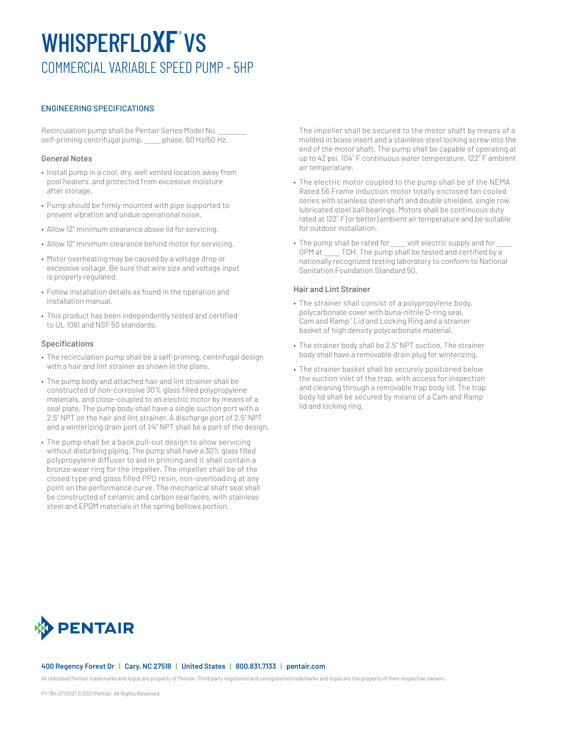# WHISPERFLO**XF**® VS

## COMMERCIAL VARIABLE SPEED PUMP - 5HP

### ENGINEERING SPECIFICATIONS

Recirculation pump shall be Pentair Series Model No. ________ self-priming centrifugal pump, _____ phase, 60 Hz/50 Hz.

#### General Notes

- Install pump in a cool, dry, well vented location away from pool heaters, and protected from excessive moisture after storage.
- Pump should be firmly mounted with pipe supported to prevent vibration and undue operational noise.
- Allow 12" minimum clearance above lid for servicing.
- Allow 12" minimum clearance behind motor for servicing.
- Motor overheating may be caused by a voltage drop or excessive voltage. Be sure that wire size and voltage input is properly regulated.
- Follow installation details as found in the operation and installation manual.
- This product has been independently tested and certified to UL 1081 and NSF 50 standards.

#### Specifications

- The recirculation pump shall be a self-priming, centrifugal design with a hair and lint strainer as shown in the plans.
- The pump body and attached hair and lint strainer shall be constructed of non-corrosive 30% glass filled polypropylene materials, and close-coupled to an electric motor by means of a seal plate. The pump body shall have a single suction port with a 2.5" NPT on the hair and lint strainer. A discharge port of 2.5" NPT and a winterizing drain port of 1⁄4" NPT shall be a part of the design.
- The pump shall be a back pull-out design to allow servicing without disturbing piping. The pump shall have a 30% glass filled polypropylene diffuser to aid in priming and it shall contain a bronze wear ring for the impeller. The impeller shall be of the closed type and glass filled PPO resin, non-overloading at any point on the performance curve. The mechanical shaft seal shall be constructed of ceramic and carbon seal faces, with stainless steel and EPDM materials in the spring bellows portion.

  The impeller shall be secured to the motor shaft by means of a molded in brass insert and a stainless steel locking screw into the end of the motor shaft. The pump shall be capable of operating at up to 42 psi, 104° F continuous water temperature, 122° F ambient air temperature.
- The electric motor coupled to the pump shall be of the NEMA Rated 56 Frame induction motor totally enclosed fan cooled series with stainless steel shaft and double shielded, single row, lubricated steel ball bearings. Motors shall be continuous duty rated at 122° F (or better) ambient air temperature and be suitable for outdoor installation.
- The pump shall be rated for_____ volt electric supply and for _____ GPM at _____ TDH. The pump shall be tested and certified by a nationally recognized testing laboratory to conform to National Sanitation Foundation Standard 50.

#### Hair and Lint Strainer

- The strainer shall consist of a polypropylene body, polycarbonate cover with buna-nitrile O-ring seal, Cam and Ramp™ Lid and Locking Ring and a strainer basket of high density polycarbonate material.
- The strainer body shall be 2.5" NPT suction. The strainer body shall have a removable drain plug for winterizing.
- The strainer basket shall be securely positioned below the suction inlet of the trap, with access for inspection and cleaning through a removable trap body lid. The trap body lid shall be secured by means of a Cam and Ramp lid and locking ring.

PENTAIR

**400 Regency Forest Dr | Cary, NC 27518 | United States | 800.831.7133 | pentair.com**

All indicated Pentair trademarks and logos are property of Pentair. Third party registered and unregistered trademarks and logos are the property of their respective owners.

P1-784 07/2021 ©2021 Pentair. All Rights Reserved.